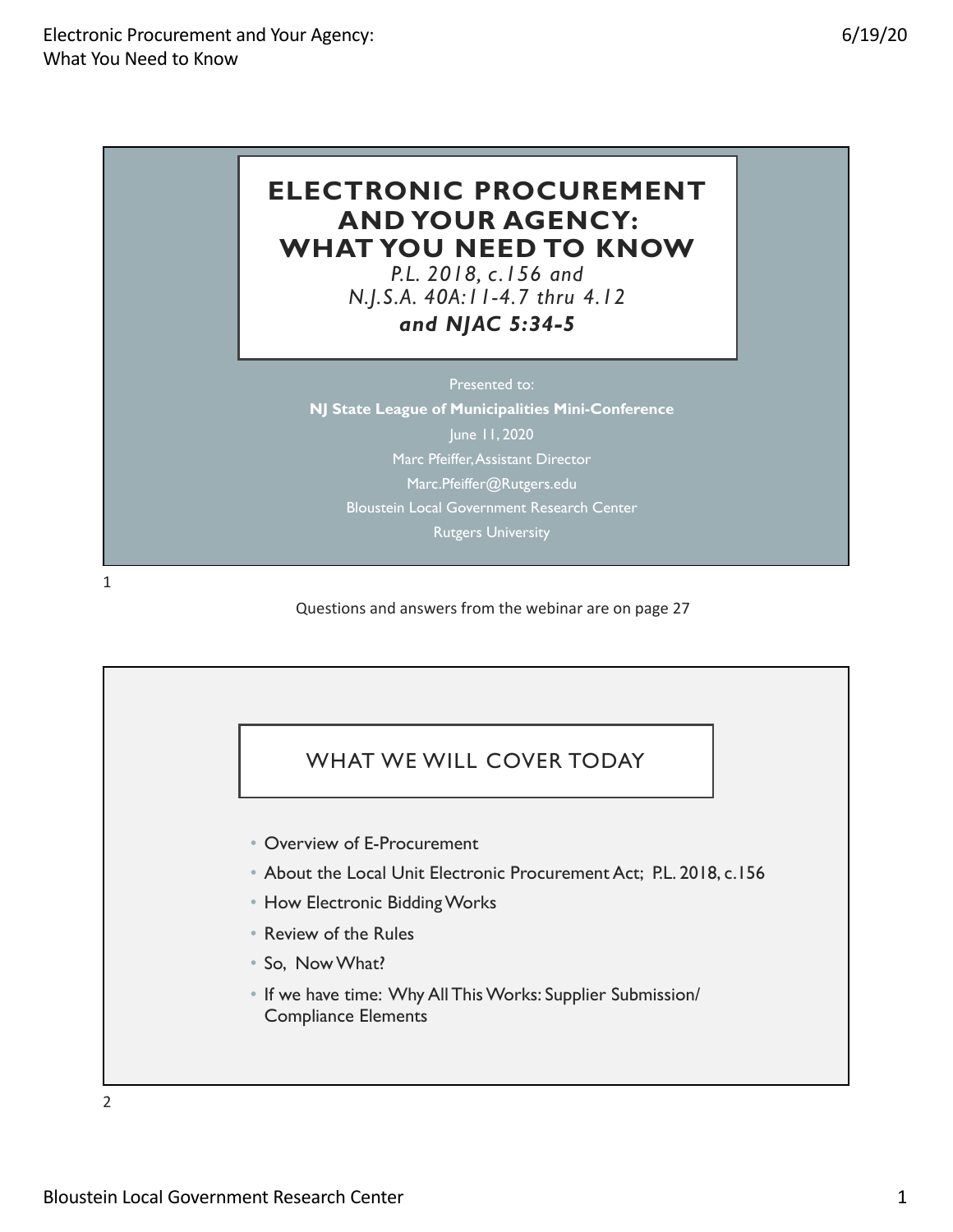# ELECTRONIC PROCUREMENT AND YOUR AGENCY: WHAT YOU NEED TO KNOW

*P.L. 2018, c.156 and*
*N.J.S.A. 40A:11-4.7 thru 4.12*
***and NJAC 5:34-5***

Presented to:
**NJ State League of Municipalities Mini-Conference**
June 11, 2020
Marc Pfeiffer, Assistant Director
Marc.Pfeiffer@Rutgers.edu
Bloustein Local Government Research Center
Rutgers University

Questions and answers from the webinar are on page 27

## WHAT WE WILL COVER TODAY

- Overview of E-Procurement
- About the Local Unit Electronic Procurement Act; P.L. 2018, c.156
- How Electronic Bidding Works
- Review of the Rules
- So, Now What?
- If we have time: Why All This Works: Supplier Submission/ Compliance Elements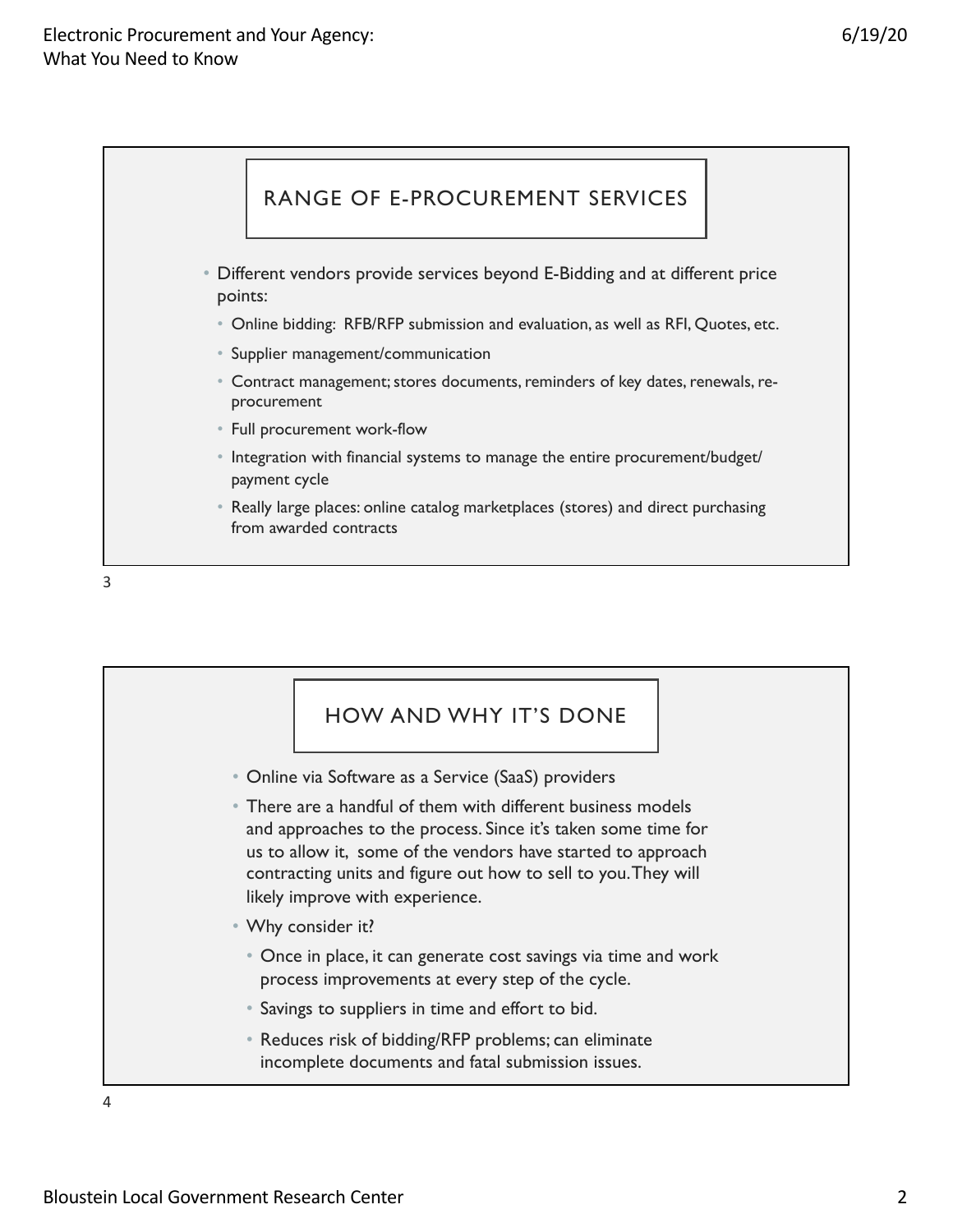## RANGE OF E-PROCUREMENT SERVICES

- Different vendors provide services beyond E-Bidding and at different price points:
  - Online bidding: RFB/RFP submission and evaluation, as well as RFI, Quotes, etc.
  - Supplier management/communication
  - Contract management; stores documents, reminders of key dates, renewals, re-procurement
  - Full procurement work-flow
  - Integration with financial systems to manage the entire procurement/budget/payment cycle
  - Really large places: online catalog marketplaces (stores) and direct purchasing from awarded contracts

## HOW AND WHY IT'S DONE

- Online via Software as a Service (SaaS) providers
- There are a handful of them with different business models and approaches to the process. Since it's taken some time for us to allow it, some of the vendors have started to approach contracting units and figure out how to sell to you. They will likely improve with experience.
- Why consider it?
  - Once in place, it can generate cost savings via time and work process improvements at every step of the cycle.
  - Savings to suppliers in time and effort to bid.
  - Reduces risk of bidding/RFP problems; can eliminate incomplete documents and fatal submission issues.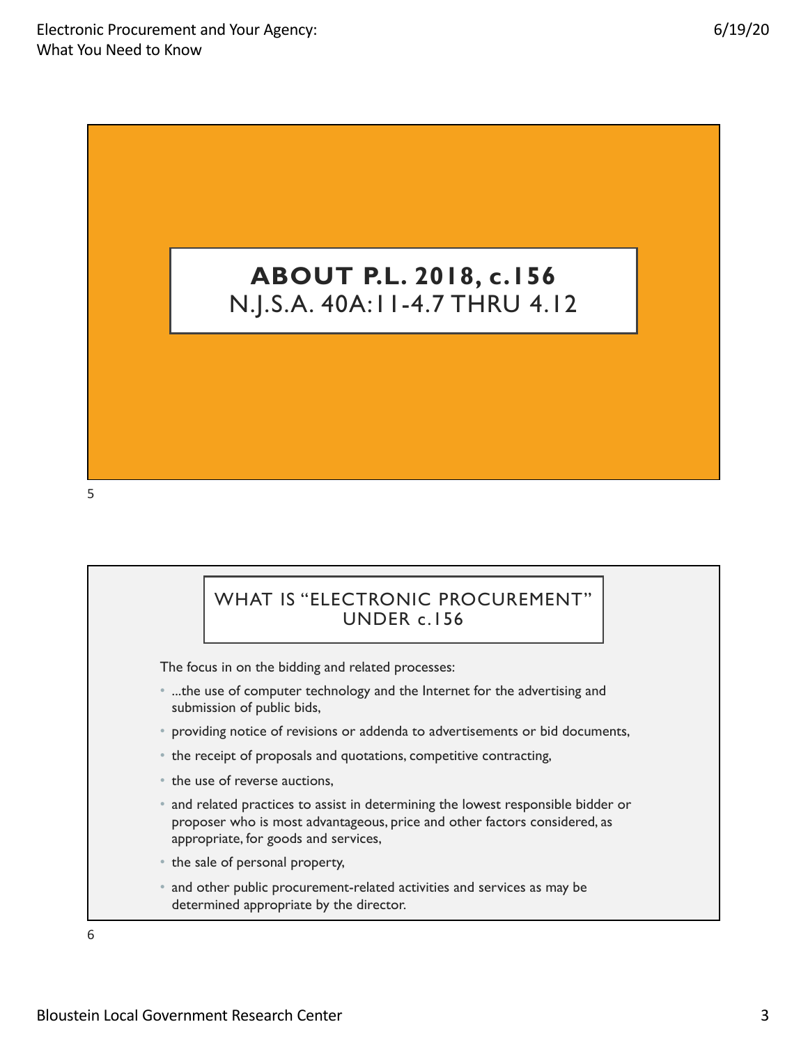# ABOUT P.L. 2018, c.156

N.J.S.A. 40A:11-4.7 THRU 4.12

## WHAT IS "ELECTRONIC PROCUREMENT" UNDER c.156

The focus in on the bidding and related processes:

- ...the use of computer technology and the Internet for the advertising and submission of public bids,
- providing notice of revisions or addenda to advertisements or bid documents,
- the receipt of proposals and quotations, competitive contracting,
- the use of reverse auctions,
- and related practices to assist in determining the lowest responsible bidder or proposer who is most advantageous, price and other factors considered, as appropriate, for goods and services,
- the sale of personal property,
- and other public procurement-related activities and services as may be determined appropriate by the director.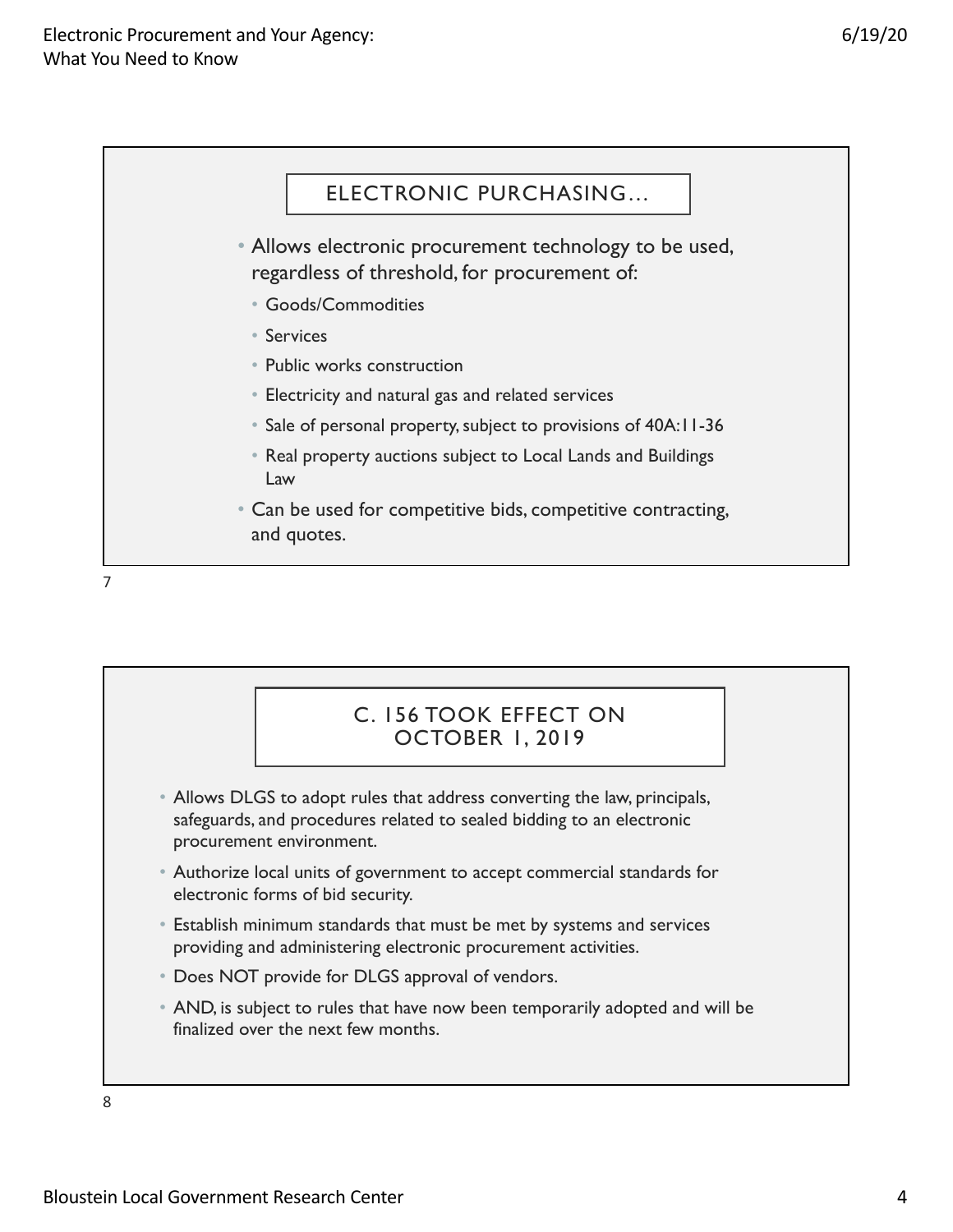## ELECTRONIC PURCHASING…

- Allows electronic procurement technology to be used, regardless of threshold, for procurement of:
  - Goods/Commodities
  - Services
  - Public works construction
  - Electricity and natural gas and related services
  - Sale of personal property, subject to provisions of 40A:11-36
  - Real property auctions subject to Local Lands and Buildings Law
- Can be used for competitive bids, competitive contracting, and quotes.

## C. 156 TOOK EFFECT ON OCTOBER 1, 2019

- Allows DLGS to adopt rules that address converting the law, principals, safeguards, and procedures related to sealed bidding to an electronic procurement environment.
- Authorize local units of government to accept commercial standards for electronic forms of bid security.
- Establish minimum standards that must be met by systems and services providing and administering electronic procurement activities.
- Does NOT provide for DLGS approval of vendors.
- AND, is subject to rules that have now been temporarily adopted and will be finalized over the next few months.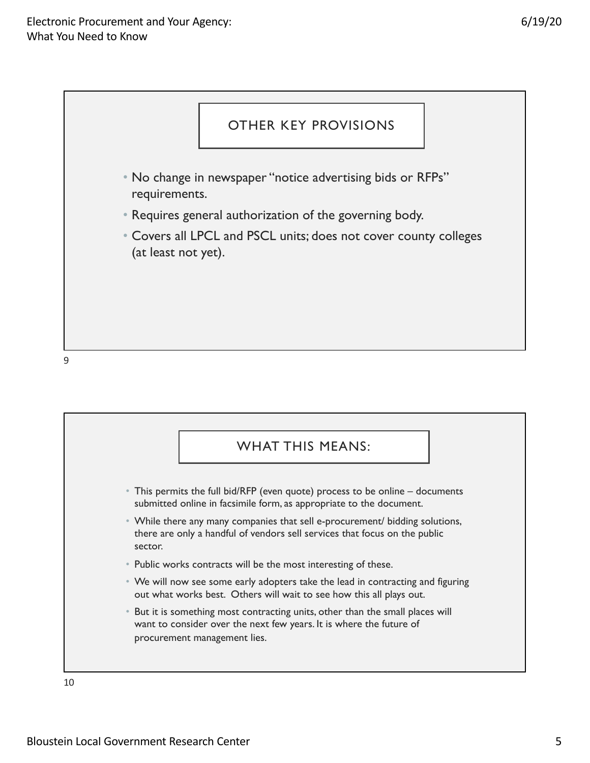## OTHER KEY PROVISIONS

- No change in newspaper "notice advertising bids or RFPs" requirements.
- Requires general authorization of the governing body.
- Covers all LPCL and PSCL units; does not cover county colleges (at least not yet).

## WHAT THIS MEANS:

- This permits the full bid/RFP (even quote) process to be online – documents submitted online in facsimile form, as appropriate to the document.
- While there any many companies that sell e-procurement/ bidding solutions, there are only a handful of vendors sell services that focus on the public sector.
- Public works contracts will be the most interesting of these.
- We will now see some early adopters take the lead in contracting and figuring out what works best. Others will wait to see how this all plays out.
- But it is something most contracting units, other than the small places will want to consider over the next few years. It is where the future of procurement management lies.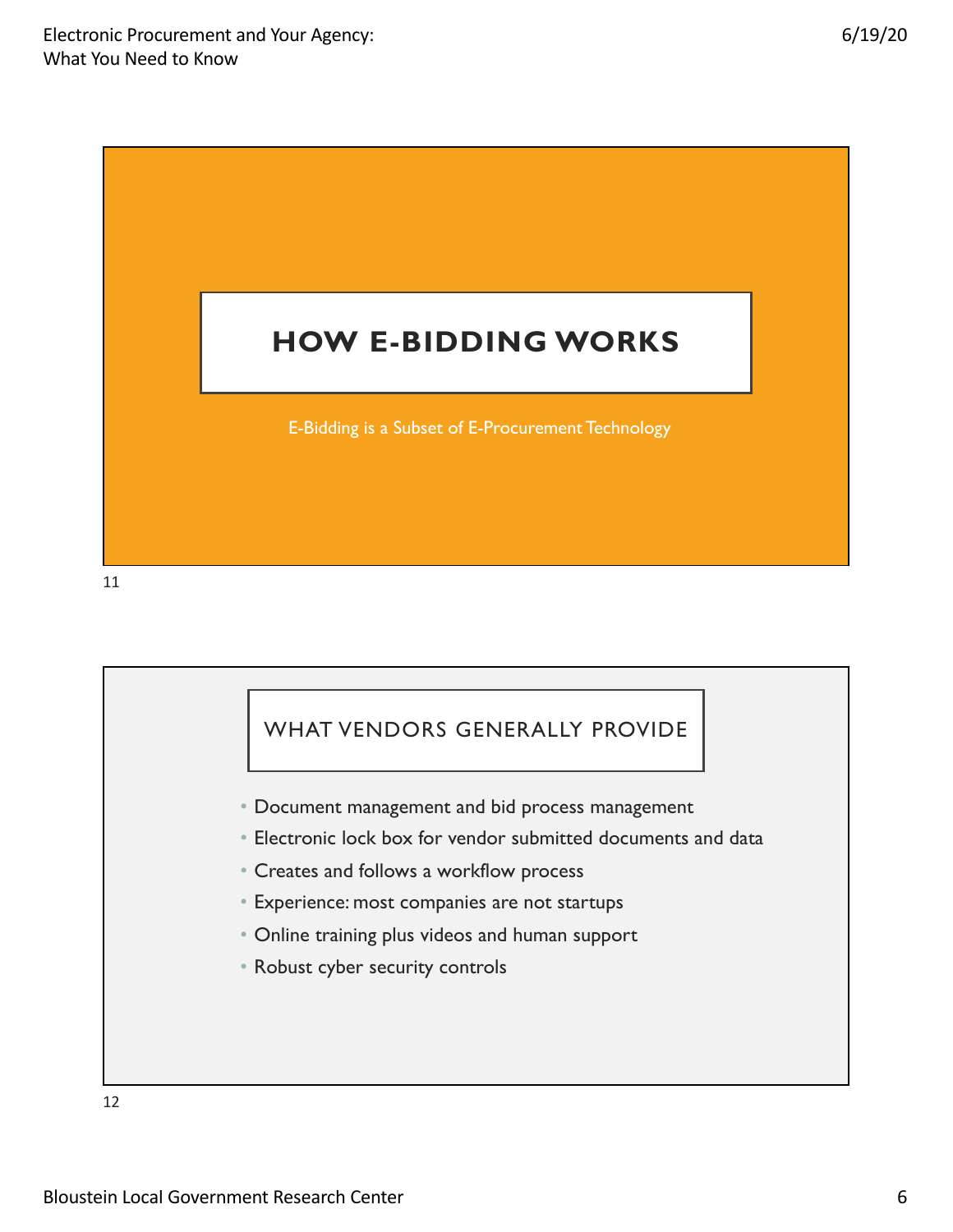# HOW E-BIDDING WORKS

E-Bidding is a Subset of E-Procurement Technology

## WHAT VENDORS GENERALLY PROVIDE

- Document management and bid process management
- Electronic lock box for vendor submitted documents and data
- Creates and follows a workflow process
- Experience: most companies are not startups
- Online training plus videos and human support
- Robust cyber security controls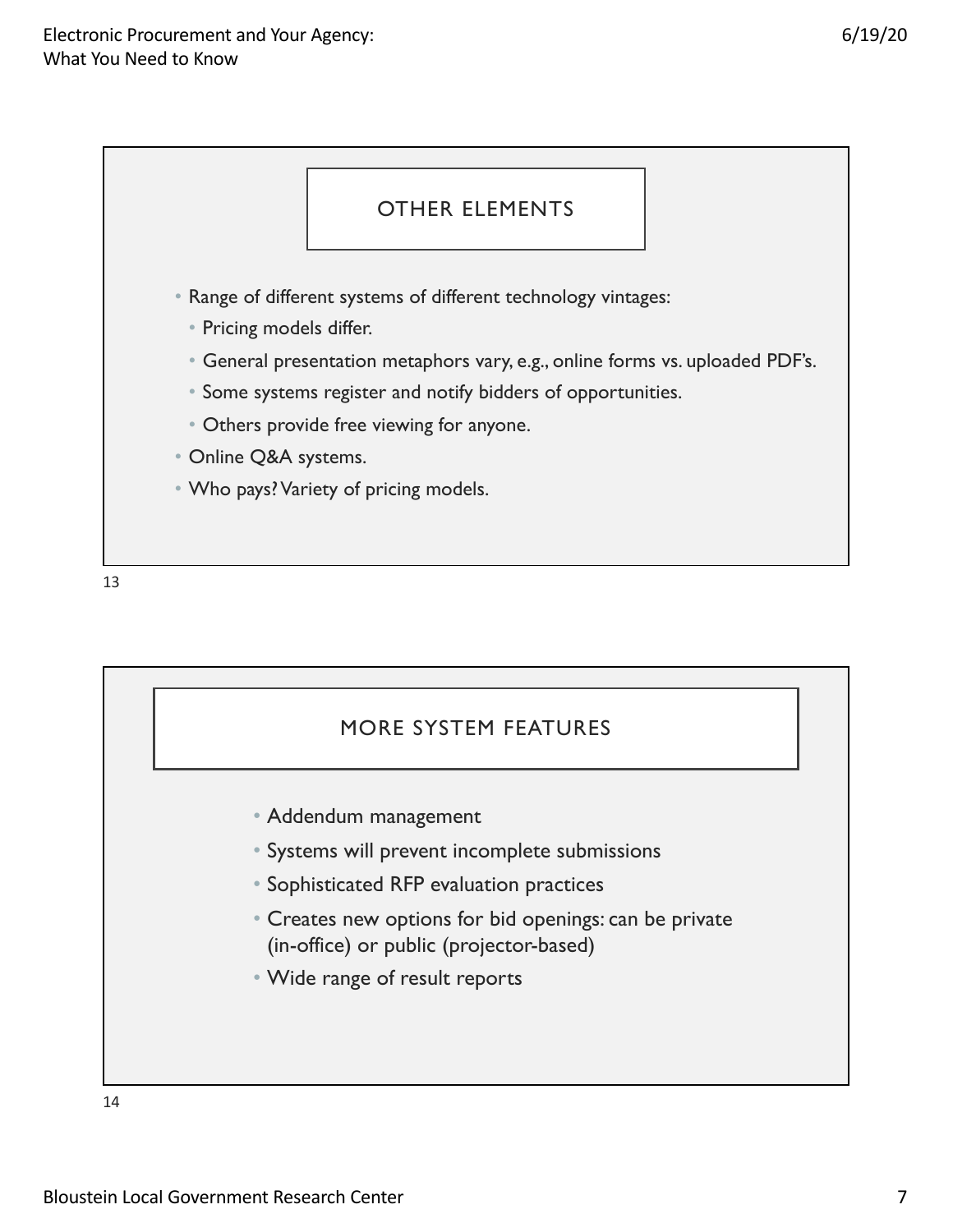## OTHER ELEMENTS

- Range of different systems of different technology vintages:
  - Pricing models differ.
  - General presentation metaphors vary, e.g., online forms vs. uploaded PDF's.
  - Some systems register and notify bidders of opportunities.
  - Others provide free viewing for anyone.
- Online Q&A systems.
- Who pays? Variety of pricing models.

## MORE SYSTEM FEATURES

- Addendum management
- Systems will prevent incomplete submissions
- Sophisticated RFP evaluation practices
- Creates new options for bid openings: can be private (in-office) or public (projector-based)
- Wide range of result reports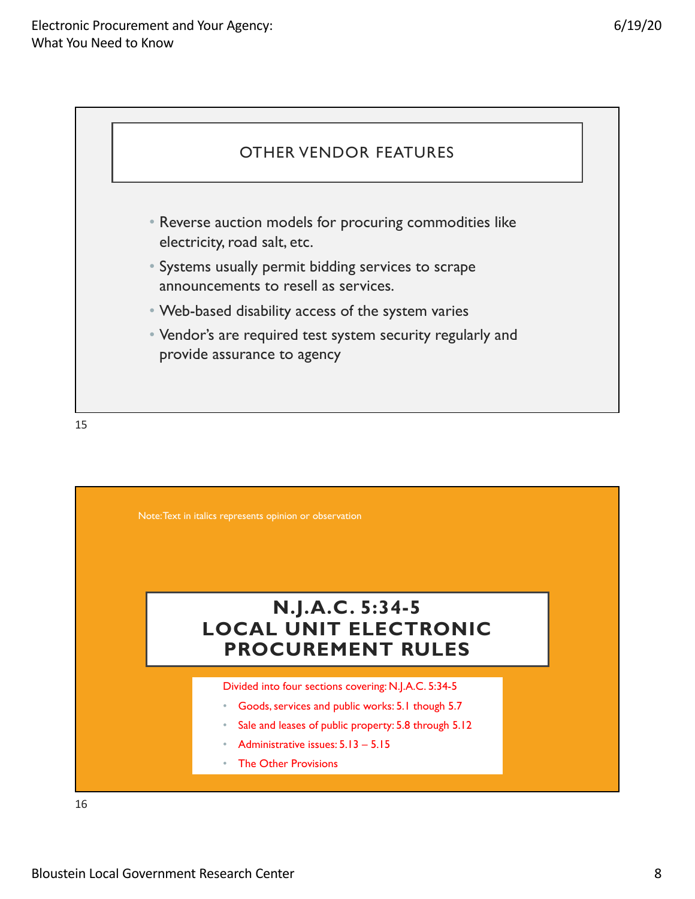## OTHER VENDOR FEATURES

- Reverse auction models for procuring commodities like electricity, road salt, etc.
- Systems usually permit bidding services to scrape announcements to resell as services.
- Web-based disability access of the system varies
- Vendor's are required test system security regularly and provide assurance to agency

Note: Text in italics represents opinion or observation

## N.J.A.C. 5:34-5 LOCAL UNIT ELECTRONIC PROCUREMENT RULES

Divided into four sections covering: N.J.A.C. 5:34-5

- Goods, services and public works: 5.1 though 5.7
- Sale and leases of public property: 5.8 through 5.12
- Administrative issues: 5.13 – 5.15
- The Other Provisions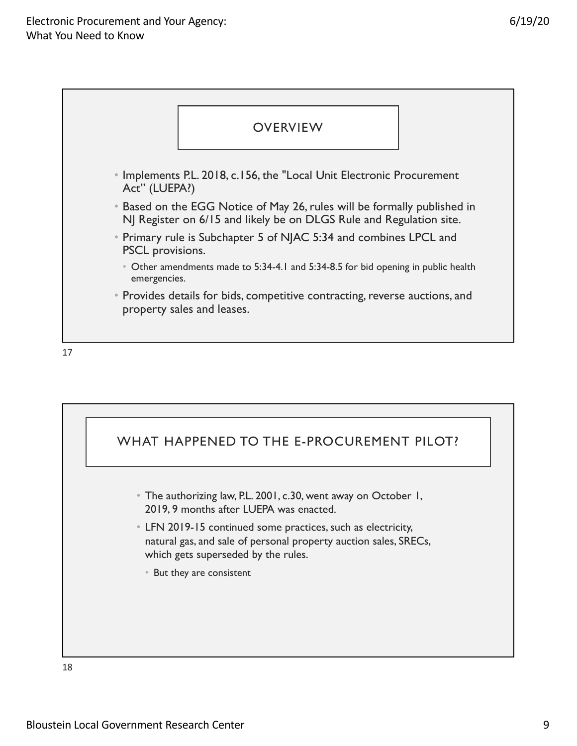## OVERVIEW

- Implements P.L. 2018, c.156, the "Local Unit Electronic Procurement Act" (LUEPA?)
- Based on the EGG Notice of May 26, rules will be formally published in NJ Register on 6/15 and likely be on DLGS Rule and Regulation site.
- Primary rule is Subchapter 5 of NJAC 5:34 and combines LPCL and PSCL provisions.
  - Other amendments made to 5:34-4.1 and 5:34-8.5 for bid opening in public health emergencies.
- Provides details for bids, competitive contracting, reverse auctions, and property sales and leases.

## WHAT HAPPENED TO THE E-PROCUREMENT PILOT?

- The authorizing law, P.L. 2001, c.30, went away on October 1, 2019, 9 months after LUEPA was enacted.
- LFN 2019-15 continued some practices, such as electricity, natural gas, and sale of personal property auction sales, SRECs, which gets superseded by the rules.
  - But they are consistent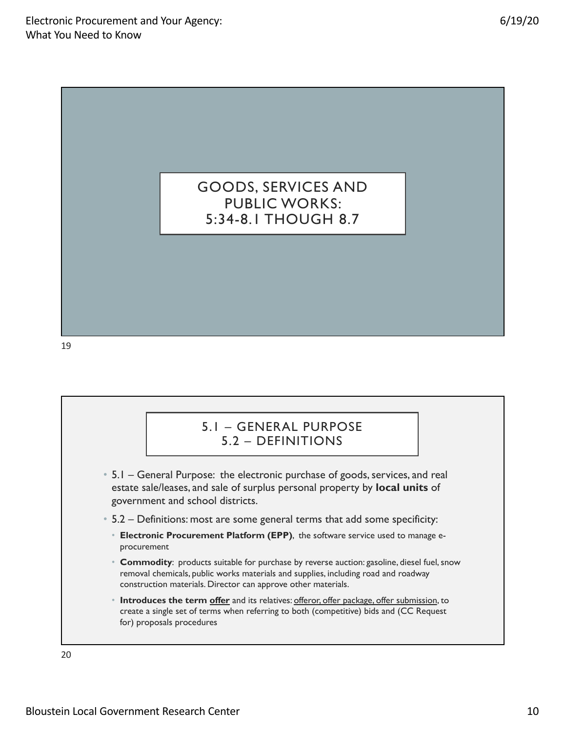## GOODS, SERVICES AND PUBLIC WORKS: 5:34-8.1 THOUGH 8.7

## 5.1 – GENERAL PURPOSE 5.2 – DEFINITIONS

- 5.1 – General Purpose: the electronic purchase of goods, services, and real estate sale/leases, and sale of surplus personal property by **local units** of government and school districts.
- 5.2 – Definitions: most are some general terms that add some specificity:
  - **Electronic Procurement Platform (EPP)**, the software service used to manage e-procurement
  - **Commodity**: products suitable for purchase by reverse auction: gasoline, diesel fuel, snow removal chemicals, public works materials and supplies, including road and roadway construction materials. Director can approve other materials.
  - **Introduces the term offer** and its relatives: offeror, offer package, offer submission, to create a single set of terms when referring to both (competitive) bids and (CC Request for) proposals procedures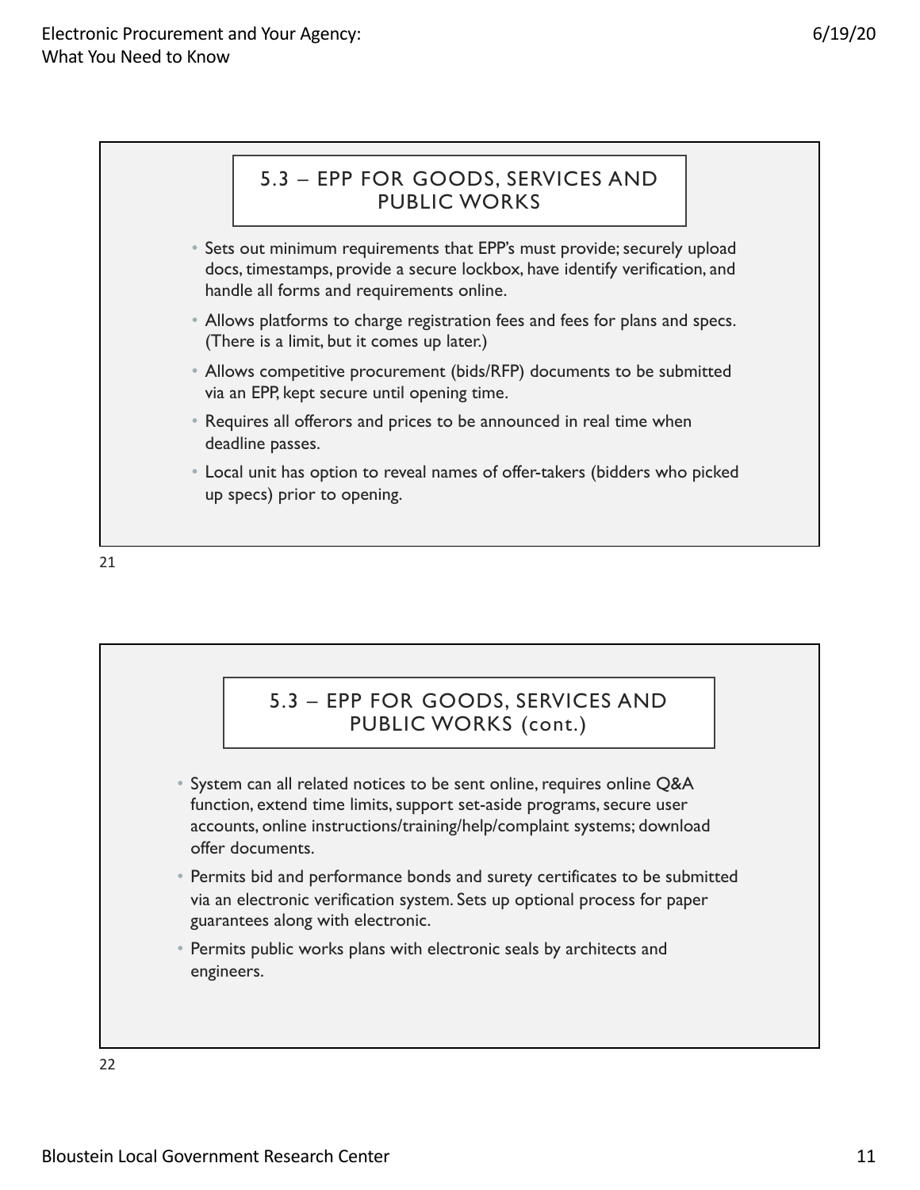## 5.3 – EPP FOR GOODS, SERVICES AND PUBLIC WORKS

- Sets out minimum requirements that EPP's must provide; securely upload docs, timestamps, provide a secure lockbox, have identify verification, and handle all forms and requirements online.
- Allows platforms to charge registration fees and fees for plans and specs. (There is a limit, but it comes up later.)
- Allows competitive procurement (bids/RFP) documents to be submitted via an EPP, kept secure until opening time.
- Requires all offerors and prices to be announced in real time when deadline passes.
- Local unit has option to reveal names of offer-takers (bidders who picked up specs) prior to opening.

## 5.3 – EPP FOR GOODS, SERVICES AND PUBLIC WORKS (cont.)

- System can all related notices to be sent online, requires online Q&A function, extend time limits, support set-aside programs, secure user accounts, online instructions/training/help/complaint systems; download offer documents.
- Permits bid and performance bonds and surety certificates to be submitted via an electronic verification system. Sets up optional process for paper guarantees along with electronic.
- Permits public works plans with electronic seals by architects and engineers.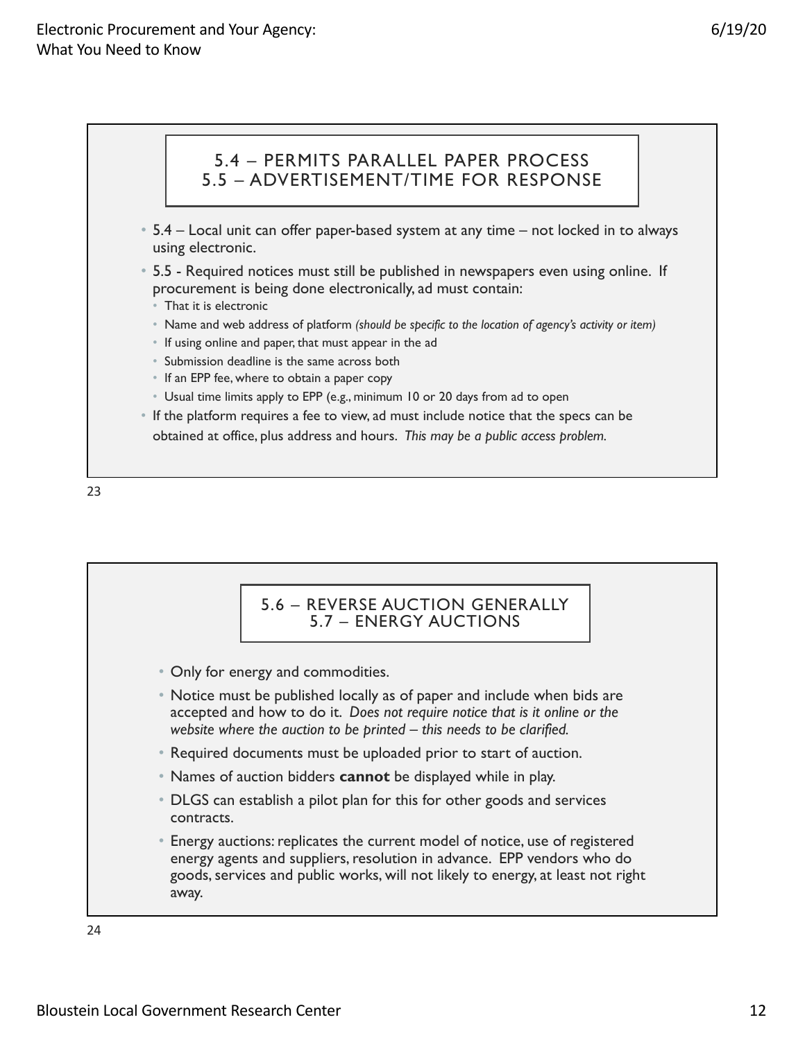## 5.4 – PERMITS PARALLEL PAPER PROCESS
## 5.5 – ADVERTISEMENT/TIME FOR RESPONSE

- 5.4 – Local unit can offer paper-based system at any time – not locked in to always using electronic.
- 5.5 - Required notices must still be published in newspapers even using online. If procurement is being done electronically, ad must contain:
  - That it is electronic
  - Name and web address of platform *(should be specific to the location of agency's activity or item)*
  - If using online and paper, that must appear in the ad
  - Submission deadline is the same across both
  - If an EPP fee, where to obtain a paper copy
  - Usual time limits apply to EPP (e.g., minimum 10 or 20 days from ad to open
- If the platform requires a fee to view, ad must include notice that the specs can be obtained at office, plus address and hours. *This may be a public access problem.*

## 5.6 – REVERSE AUCTION GENERALLY
## 5.7 – ENERGY AUCTIONS

- Only for energy and commodities.
- Notice must be published locally as of paper and include when bids are accepted and how to do it. *Does not require notice that is it online or the website where the auction to be printed – this needs to be clarified.*
- Required documents must be uploaded prior to start of auction.
- Names of auction bidders **cannot** be displayed while in play.
- DLGS can establish a pilot plan for this for other goods and services contracts.
- Energy auctions: replicates the current model of notice, use of registered energy agents and suppliers, resolution in advance. EPP vendors who do goods, services and public works, will not likely to energy, at least not right away.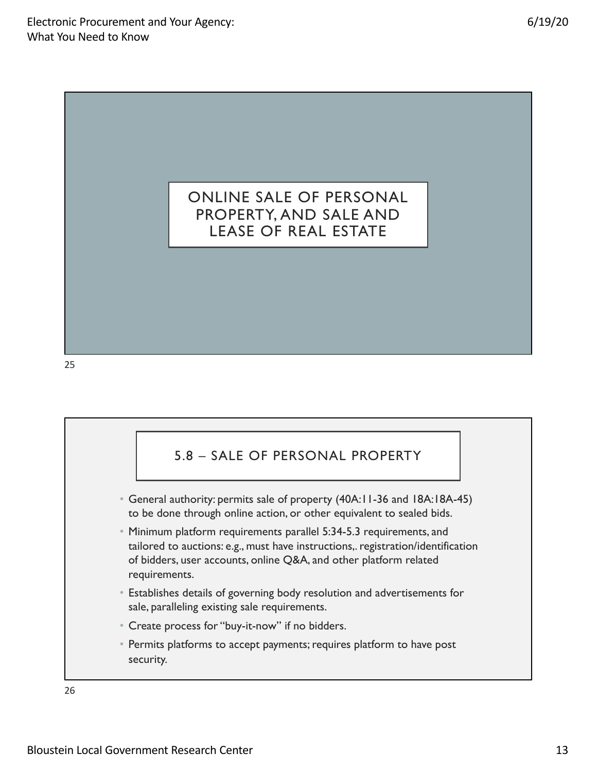## ONLINE SALE OF PERSONAL PROPERTY, AND SALE AND LEASE OF REAL ESTATE

## 5.8 – SALE OF PERSONAL PROPERTY

- General authority: permits sale of property (40A:11-36 and 18A:18A-45) to be done through online action, or other equivalent to sealed bids.
- Minimum platform requirements parallel 5:34-5.3 requirements, and tailored to auctions: e.g., must have instructions,. registration/identification of bidders, user accounts, online Q&A, and other platform related requirements.
- Establishes details of governing body resolution and advertisements for sale, paralleling existing sale requirements.
- Create process for "buy-it-now" if no bidders.
- Permits platforms to accept payments; requires platform to have post security.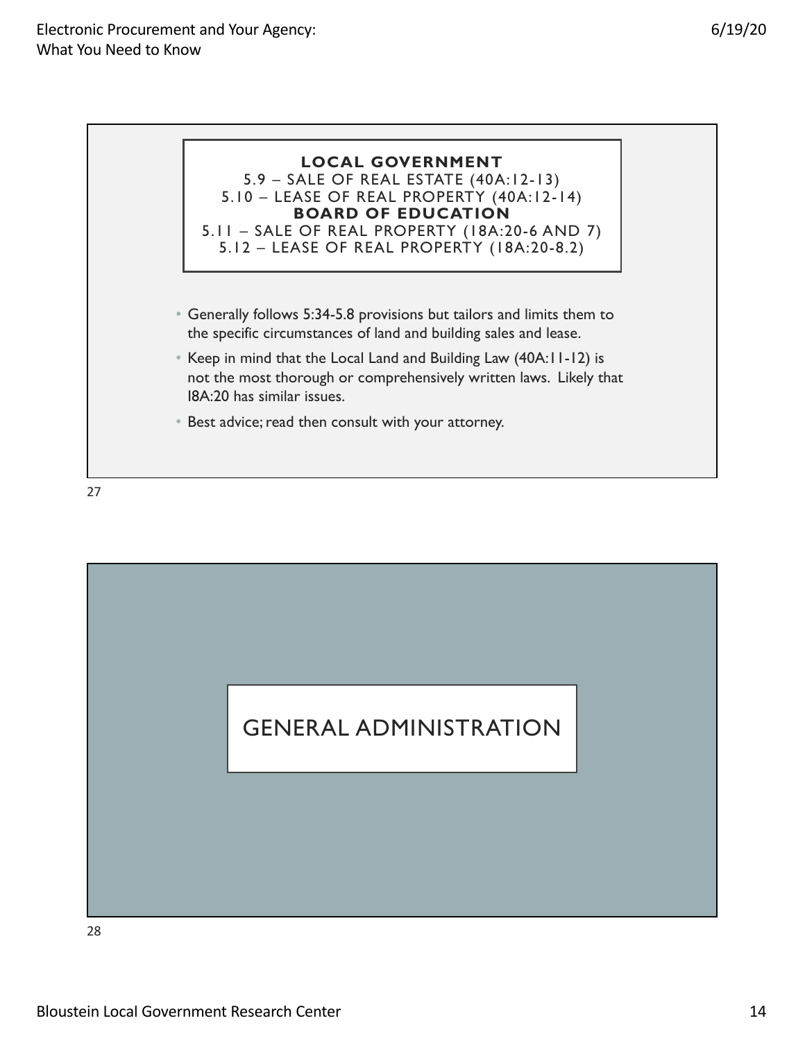**LOCAL GOVERNMENT**

5.9 – SALE OF REAL ESTATE (40A:12-13)

5.10 – LEASE OF REAL PROPERTY (40A:12-14)

**BOARD OF EDUCATION**

5.11 – SALE OF REAL PROPERTY (18A:20-6 AND 7)

5.12 – LEASE OF REAL PROPERTY (18A:20-8.2)

- Generally follows 5:34-5.8 provisions but tailors and limits them to the specific circumstances of land and building sales and lease.
- Keep in mind that the Local Land and Building Law (40A:11-12) is not the most thorough or comprehensively written laws. Likely that I8A:20 has similar issues.
- Best advice; read then consult with your attorney.

# GENERAL ADMINISTRATION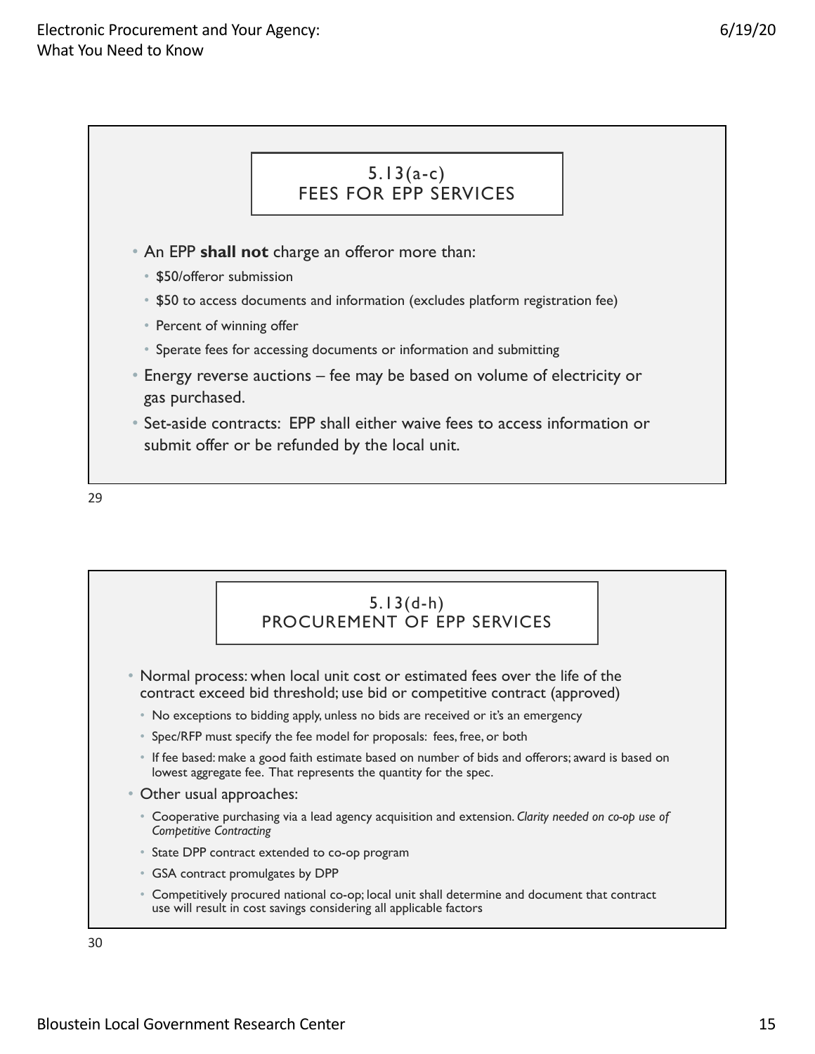## 5.13(a-c) FEES FOR EPP SERVICES

- An EPP **shall not** charge an offeror more than:
  - $50/offeror submission
  - $50 to access documents and information (excludes platform registration fee)
  - Percent of winning offer
  - Sperate fees for accessing documents or information and submitting
- Energy reverse auctions – fee may be based on volume of electricity or gas purchased.
- Set-aside contracts: EPP shall either waive fees to access information or submit offer or be refunded by the local unit.

## 5.13(d-h) PROCUREMENT OF EPP SERVICES

- Normal process: when local unit cost or estimated fees over the life of the contract exceed bid threshold; use bid or competitive contract (approved)
  - No exceptions to bidding apply, unless no bids are received or it's an emergency
  - Spec/RFP must specify the fee model for proposals: fees, free, or both
  - If fee based: make a good faith estimate based on number of bids and offerors; award is based on lowest aggregate fee. That represents the quantity for the spec.
- Other usual approaches:
  - Cooperative purchasing via a lead agency acquisition and extension. *Clarity needed on co-op use of Competitive Contracting*
  - State DPP contract extended to co-op program
  - GSA contract promulgates by DPP
  - Competitively procured national co-op; local unit shall determine and document that contract use will result in cost savings considering all applicable factors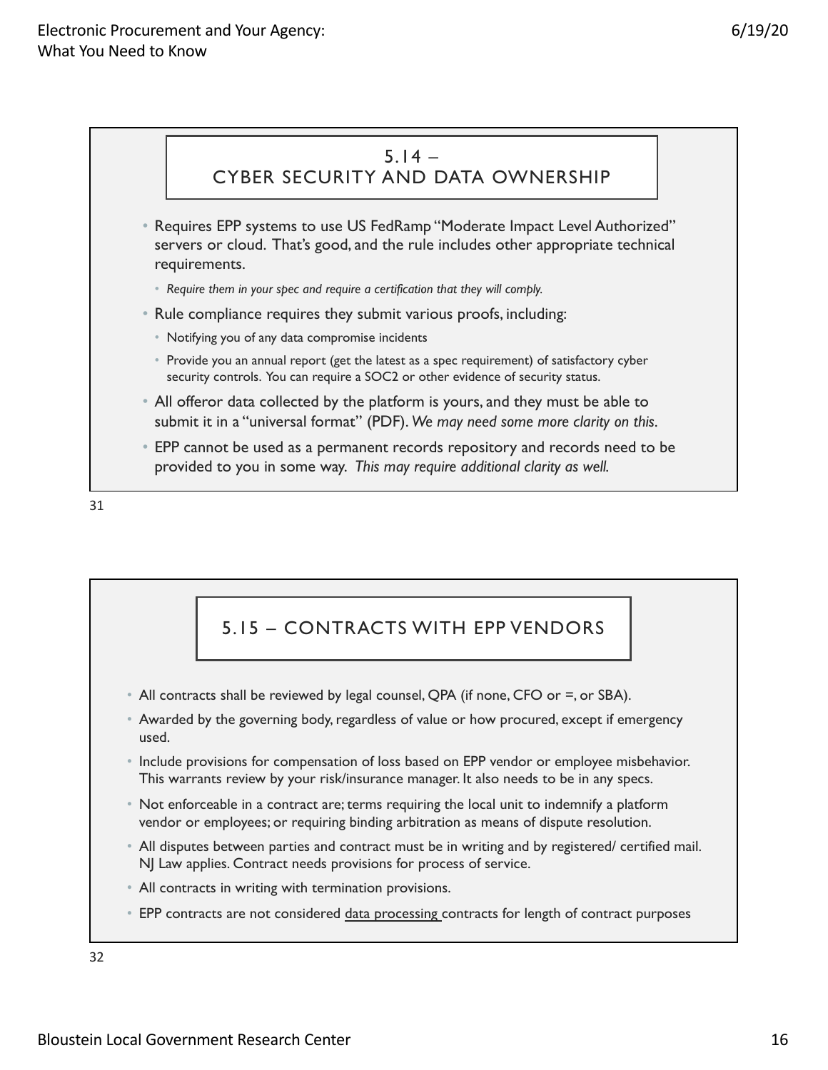## 5.14 – CYBER SECURITY AND DATA OWNERSHIP

- Requires EPP systems to use US FedRamp "Moderate Impact Level Authorized" servers or cloud. That's good, and the rule includes other appropriate technical requirements.
  - *Require them in your spec and require a certification that they will comply.*
- Rule compliance requires they submit various proofs, including:
  - Notifying you of any data compromise incidents
  - Provide you an annual report (get the latest as a spec requirement) of satisfactory cyber security controls. You can require a SOC2 or other evidence of security status.
- All offeror data collected by the platform is yours, and they must be able to submit it in a "universal format" (PDF). *We may need some more clarity on this.*
- EPP cannot be used as a permanent records repository and records need to be provided to you in some way. *This may require additional clarity as well.*

## 5.15 – CONTRACTS WITH EPP VENDORS

- All contracts shall be reviewed by legal counsel, QPA (if none, CFO or =, or SBA).
- Awarded by the governing body, regardless of value or how procured, except if emergency used.
- Include provisions for compensation of loss based on EPP vendor or employee misbehavior. This warrants review by your risk/insurance manager. It also needs to be in any specs.
- Not enforceable in a contract are; terms requiring the local unit to indemnify a platform vendor or employees; or requiring binding arbitration as means of dispute resolution.
- All disputes between parties and contract must be in writing and by registered/ certified mail. NJ Law applies. Contract needs provisions for process of service.
- All contracts in writing with termination provisions.
- EPP contracts are not considered data processing contracts for length of contract purposes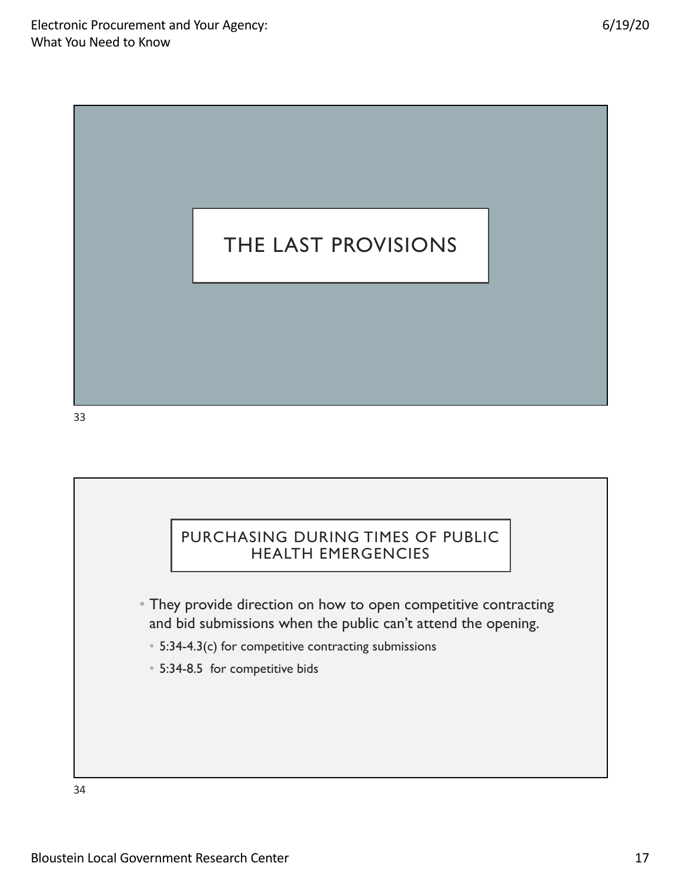# THE LAST PROVISIONS

## PURCHASING DURING TIMES OF PUBLIC HEALTH EMERGENCIES

- They provide direction on how to open competitive contracting and bid submissions when the public can't attend the opening.
  - 5:34-4.3(c) for competitive contracting submissions
  - 5:34-8.5 for competitive bids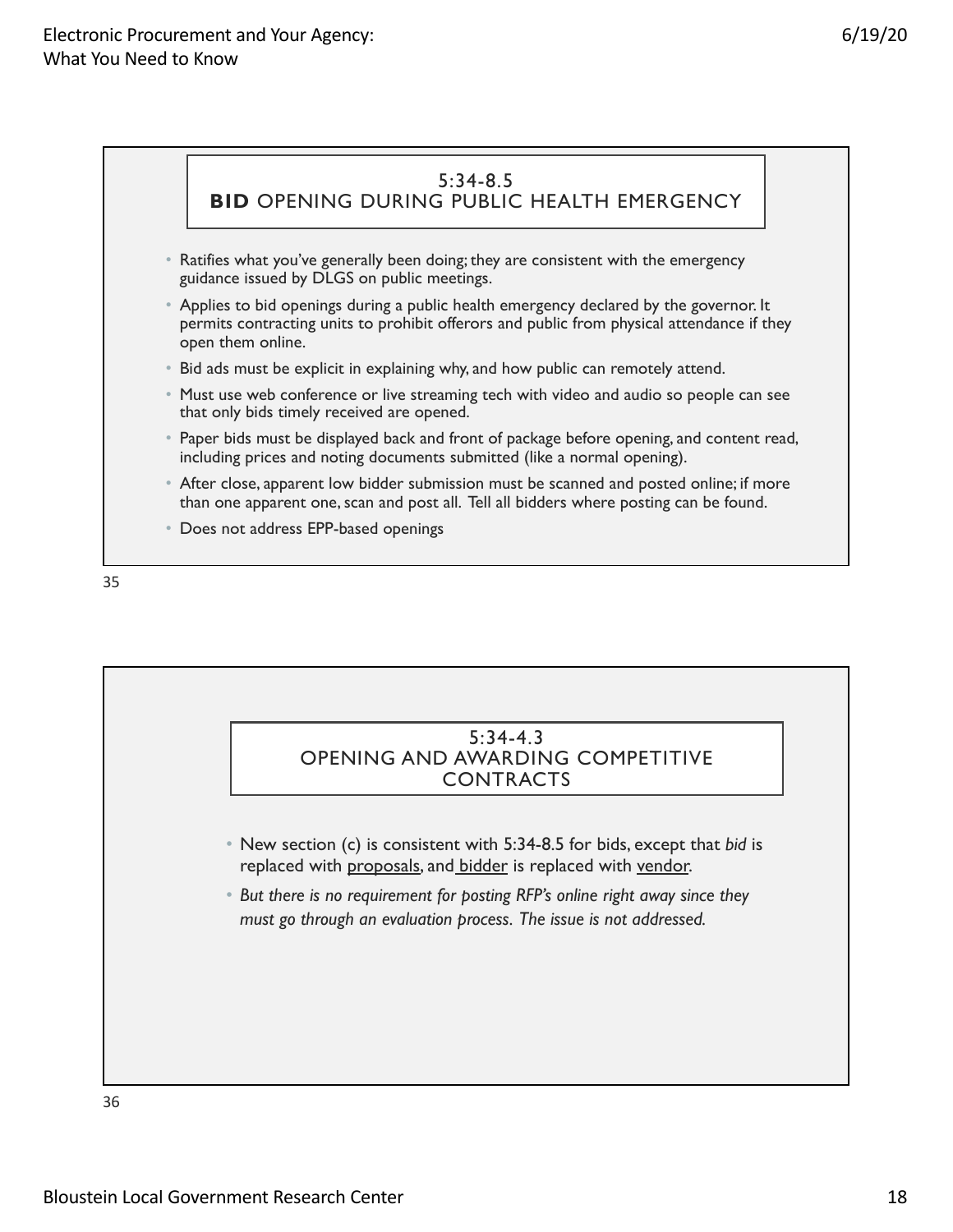## 5:34-8.5 **BID** OPENING DURING PUBLIC HEALTH EMERGENCY

- Ratifies what you've generally been doing; they are consistent with the emergency guidance issued by DLGS on public meetings.
- Applies to bid openings during a public health emergency declared by the governor. It permits contracting units to prohibit offerors and public from physical attendance if they open them online.
- Bid ads must be explicit in explaining why, and how public can remotely attend.
- Must use web conference or live streaming tech with video and audio so people can see that only bids timely received are opened.
- Paper bids must be displayed back and front of package before opening, and content read, including prices and noting documents submitted (like a normal opening).
- After close, apparent low bidder submission must be scanned and posted online; if more than one apparent one, scan and post all. Tell all bidders where posting can be found.
- Does not address EPP-based openings

## 5:34-4.3 OPENING AND AWARDING COMPETITIVE CONTRACTS

- New section (c) is consistent with 5:34-8.5 for bids, except that *bid* is replaced with <u>proposals</u>, and <u>bidder</u> is replaced with <u>vendor</u>.
- *But there is no requirement for posting RFP's online right away since they must go through an evaluation process. The issue is not addressed.*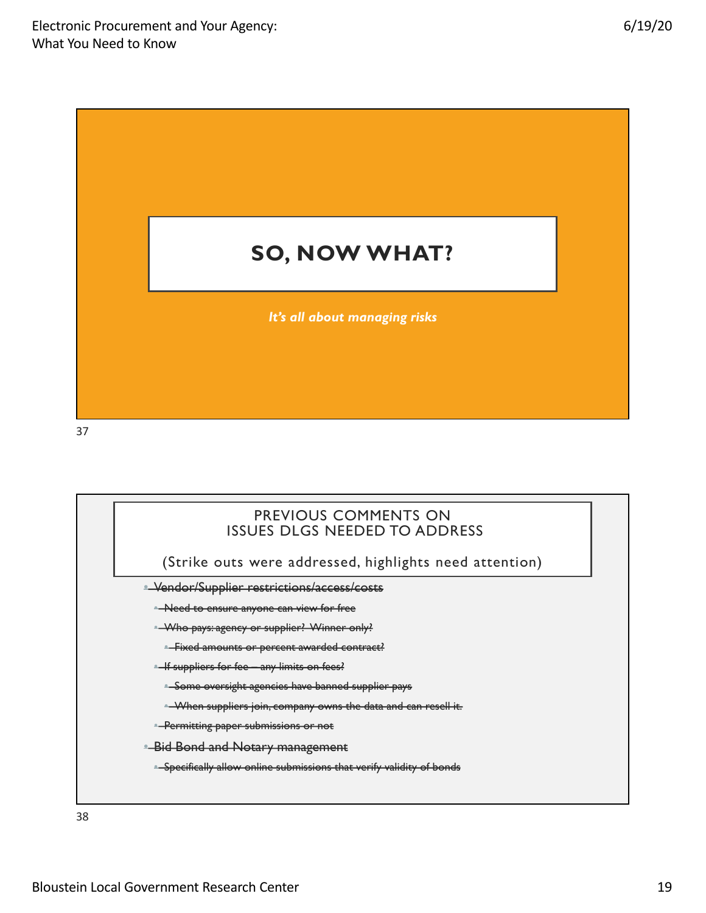## SO, NOW WHAT?

*It's all about managing risks*

### PREVIOUS COMMENTS ON ISSUES DLGS NEEDED TO ADDRESS

(Strike outs were addressed, highlights need attention)

- ~~Vendor/Supplier restrictions/access/costs~~
  - ~~Need to ensure anyone can view for free~~
  - ~~Who pays: agency or supplier? Winner only?~~
    - ~~Fixed amounts or percent awarded contract?~~
  - ~~If suppliers for fee – any limits on fees?~~
    - ~~Some oversight agencies have banned supplier pays~~
    - ~~When suppliers join, company owns the data and can resell it.~~
  - ~~Permitting paper submissions or not~~
- ~~Bid Bond and Notary management~~
  - ~~Specifically allow online submissions that verify validity of bonds~~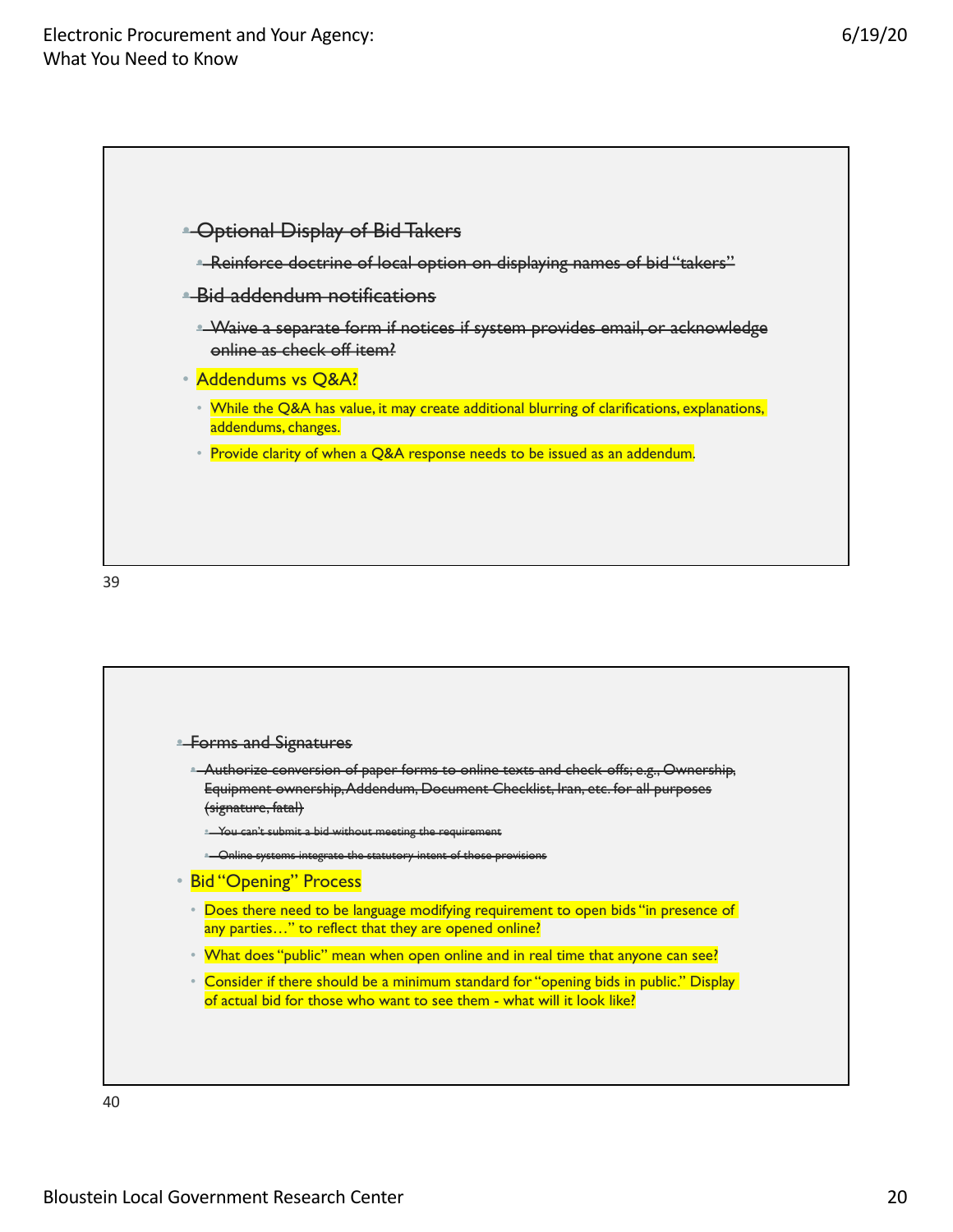- ~~Optional Display of Bid Takers~~
  - ~~Reinforce doctrine of local option on displaying names of bid "takers"~~
- ~~Bid addendum notifications~~
  - ~~Waive a separate form if notices if system provides email, or acknowledge online as check off item?~~
- Addendums vs Q&A?
  - While the Q&A has value, it may create additional blurring of clarifications, explanations, addendums, changes.
  - Provide clarity of when a Q&A response needs to be issued as an addendum.

39

- ~~Forms and Signatures~~
  - ~~Authorize conversion of paper forms to online texts and check-offs; e.g., Ownership, Equipment ownership, Addendum, Document Checklist, Iran, etc. for all purposes (signature, fatal)~~
    - ~~You can't submit a bid without meeting the requirement~~
    - ~~Online systems integrate the statutory intent of those provisions~~
- Bid "Opening" Process
  - Does there need to be language modifying requirement to open bids "in presence of any parties…" to reflect that they are opened online?
  - What does "public" mean when open online and in real time that anyone can see?
  - Consider if there should be a minimum standard for "opening bids in public." Display of actual bid for those who want to see them - what will it look like?

40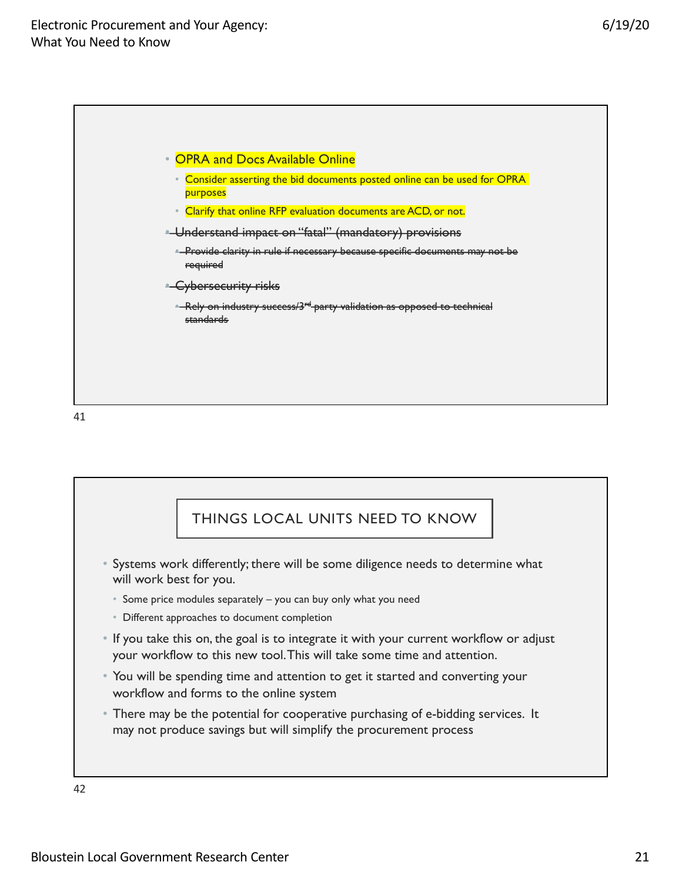- OPRA and Docs Available Online
  - Consider asserting the bid documents posted online can be used for OPRA purposes
  - Clarify that online RFP evaluation documents are ACD, or not.
- ~~Understand impact on "fatal" (mandatory) provisions~~
  - ~~Provide clarity in rule if necessary because specific documents may not be required~~
- ~~Cybersecurity risks~~
  - ~~Rely on industry success/3rd party validation as opposed to technical standards~~

41

## THINGS LOCAL UNITS NEED TO KNOW

- Systems work differently; there will be some diligence needs to determine what will work best for you.
  - Some price modules separately – you can buy only what you need
  - Different approaches to document completion
- If you take this on, the goal is to integrate it with your current workflow or adjust your workflow to this new tool. This will take some time and attention.
- You will be spending time and attention to get it started and converting your workflow and forms to the online system
- There may be the potential for cooperative purchasing of e-bidding services. It may not produce savings but will simplify the procurement process

42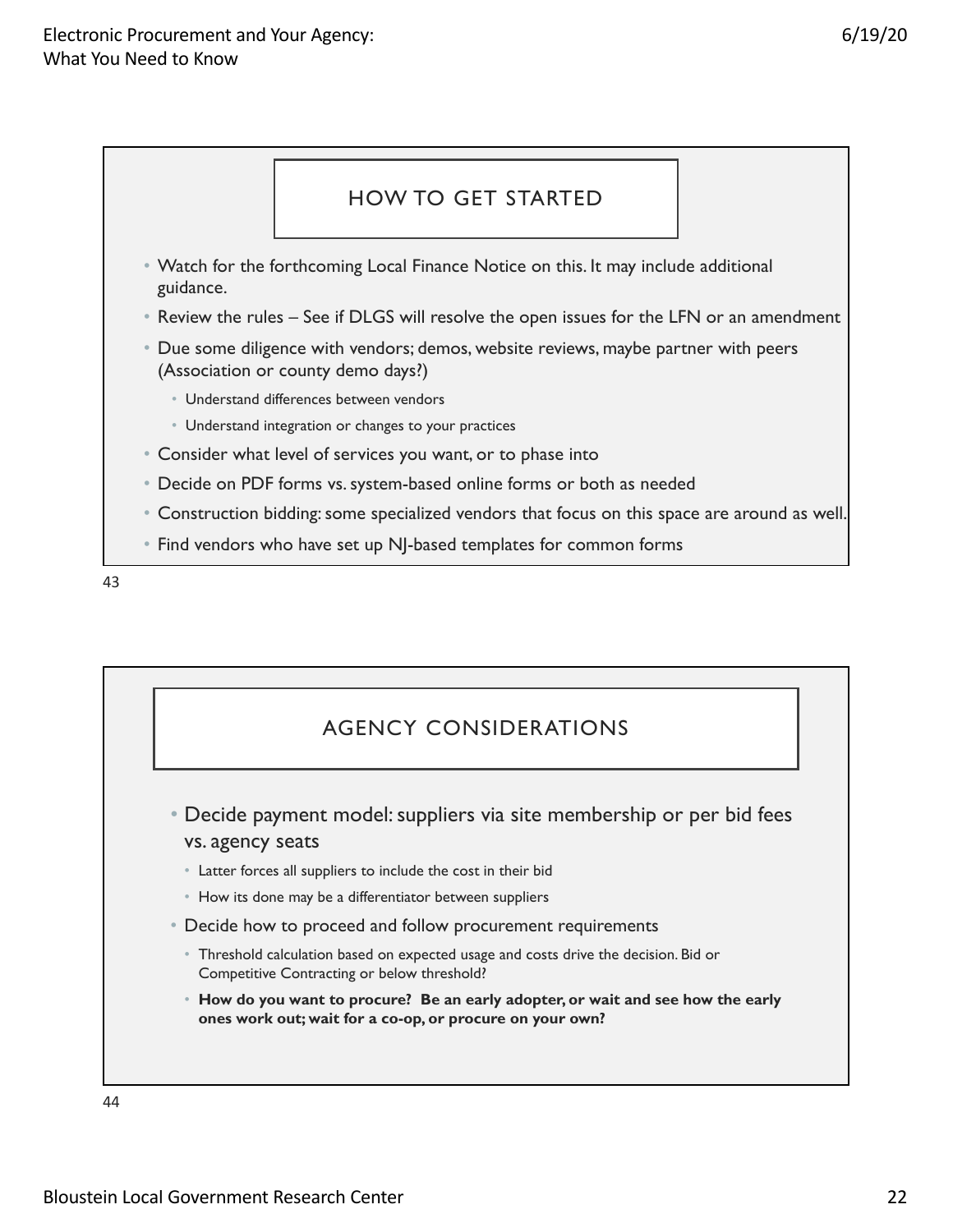## HOW TO GET STARTED

- Watch for the forthcoming Local Finance Notice on this. It may include additional guidance.
- Review the rules – See if DLGS will resolve the open issues for the LFN or an amendment
- Due some diligence with vendors; demos, website reviews, maybe partner with peers (Association or county demo days?)
  - Understand differences between vendors
  - Understand integration or changes to your practices
- Consider what level of services you want, or to phase into
- Decide on PDF forms vs. system-based online forms or both as needed
- Construction bidding: some specialized vendors that focus on this space are around as well.
- Find vendors who have set up NJ-based templates for common forms

## AGENCY CONSIDERATIONS

- Decide payment model: suppliers via site membership or per bid fees vs. agency seats
  - Latter forces all suppliers to include the cost in their bid
  - How its done may be a differentiator between suppliers
- Decide how to proceed and follow procurement requirements
  - Threshold calculation based on expected usage and costs drive the decision. Bid or Competitive Contracting or below threshold?
  - **How do you want to procure? Be an early adopter, or wait and see how the early ones work out; wait for a co-op, or procure on your own?**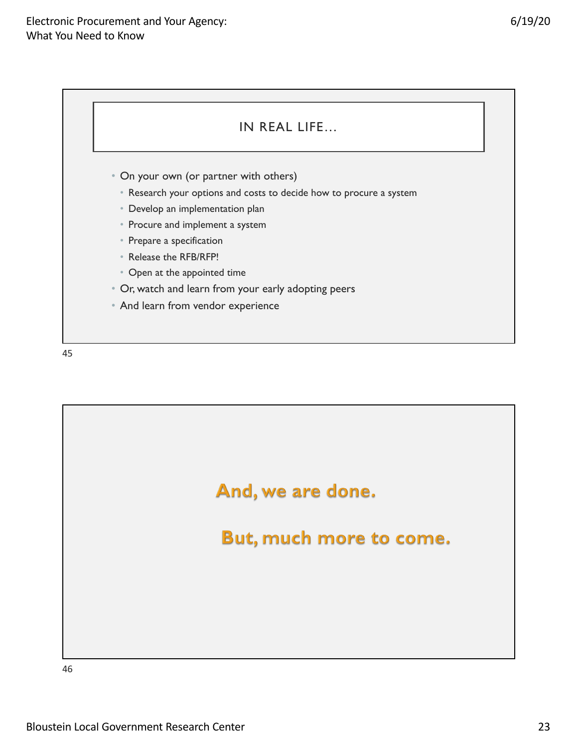## IN REAL LIFE…

- On your own (or partner with others)
  - Research your options and costs to decide how to procure a system
  - Develop an implementation plan
  - Procure and implement a system
  - Prepare a specification
  - Release the RFB/RFP!
  - Open at the appointed time
- Or, watch and learn from your early adopting peers
- And learn from vendor experience

**And, we are done.**

**But, much more to come.**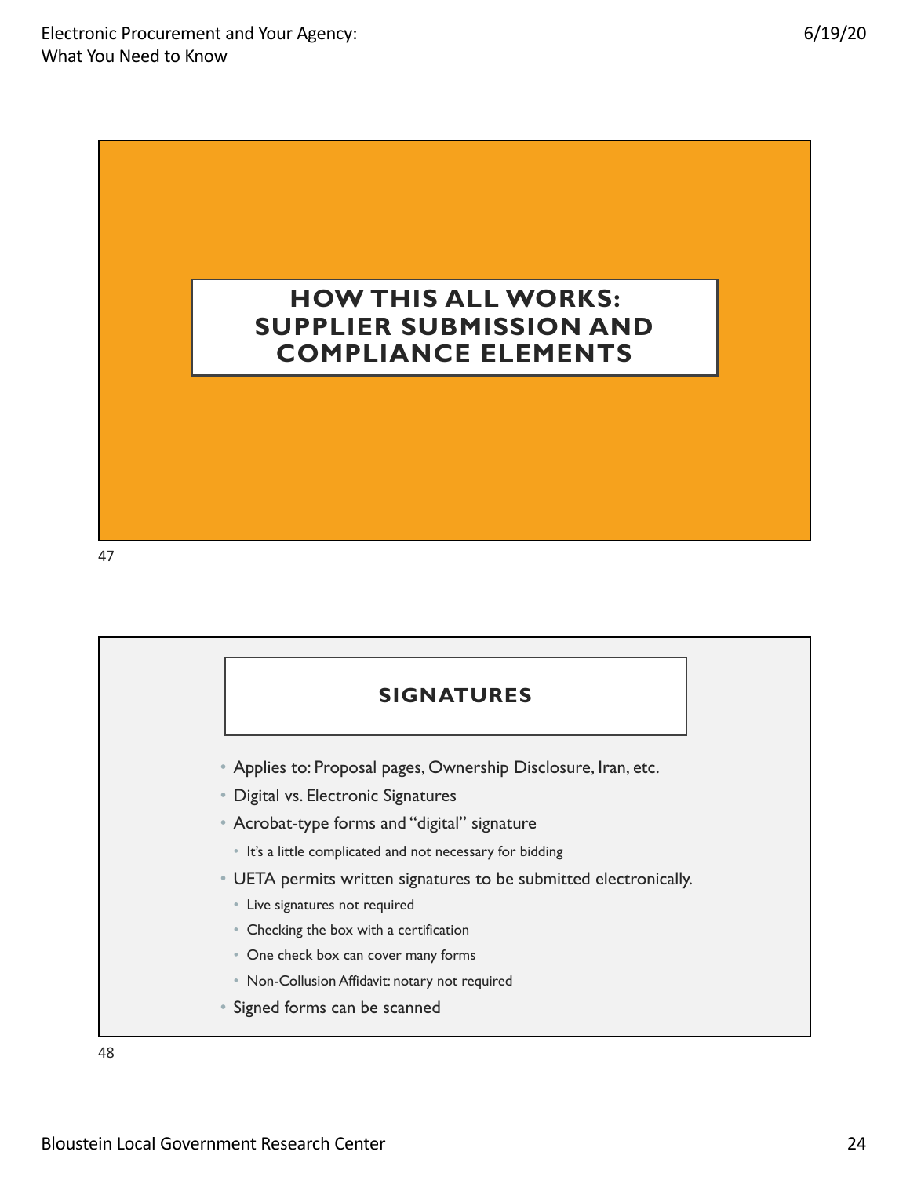## HOW THIS ALL WORKS: SUPPLIER SUBMISSION AND COMPLIANCE ELEMENTS

47

## SIGNATURES

- Applies to: Proposal pages, Ownership Disclosure, Iran, etc.
- Digital vs. Electronic Signatures
- Acrobat-type forms and "digital" signature
  - It's a little complicated and not necessary for bidding
- UETA permits written signatures to be submitted electronically.
  - Live signatures not required
  - Checking the box with a certification
  - One check box can cover many forms
  - Non-Collusion Affidavit: notary not required
- Signed forms can be scanned

48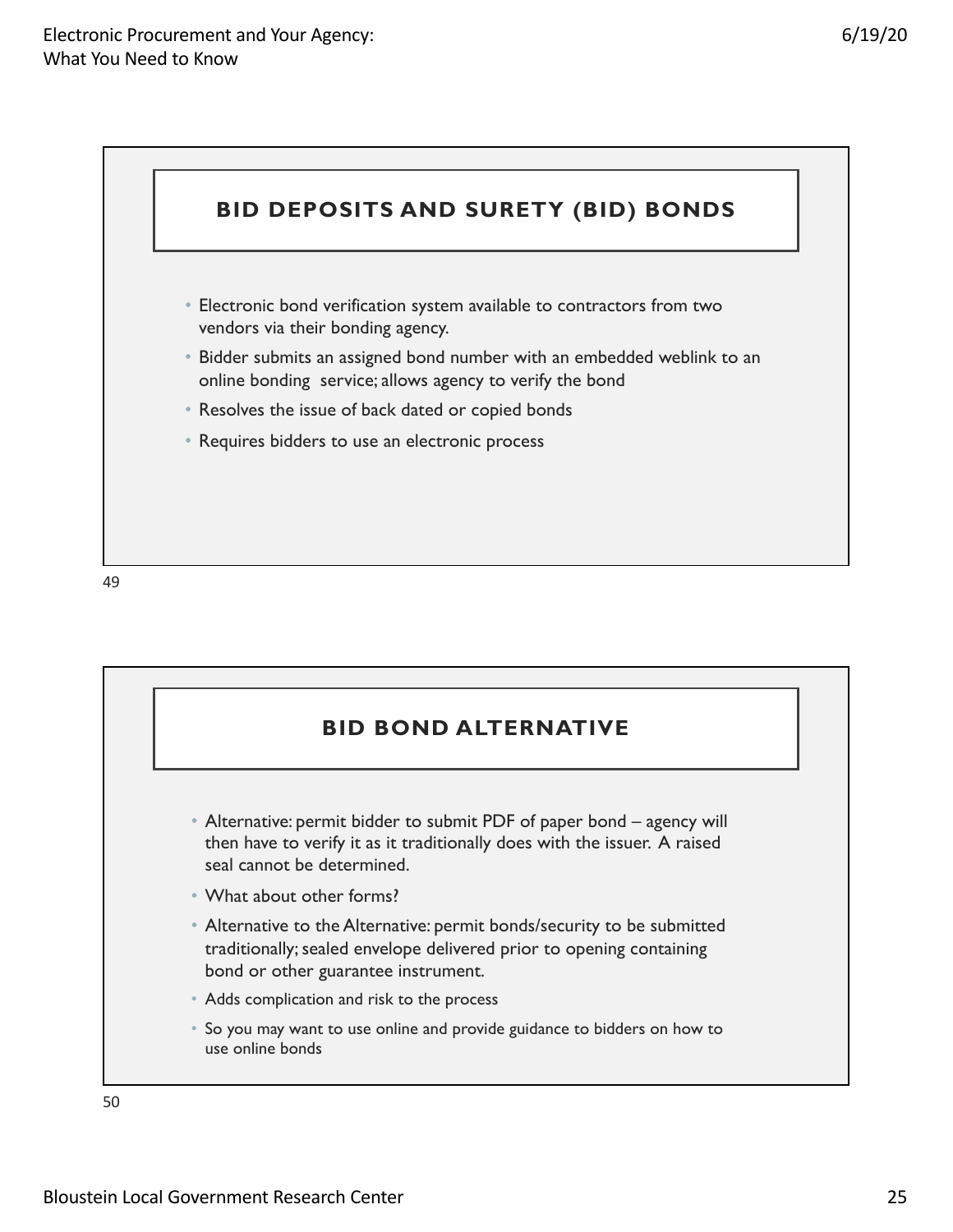## BID DEPOSITS AND SURETY (BID) BONDS

- Electronic bond verification system available to contractors from two vendors via their bonding agency.
- Bidder submits an assigned bond number with an embedded weblink to an online bonding service; allows agency to verify the bond
- Resolves the issue of back dated or copied bonds
- Requires bidders to use an electronic process

## BID BOND ALTERNATIVE

- Alternative: permit bidder to submit PDF of paper bond – agency will then have to verify it as it traditionally does with the issuer. A raised seal cannot be determined.
- What about other forms?
- Alternative to the Alternative: permit bonds/security to be submitted traditionally; sealed envelope delivered prior to opening containing bond or other guarantee instrument.
- Adds complication and risk to the process
- So you may want to use online and provide guidance to bidders on how to use online bonds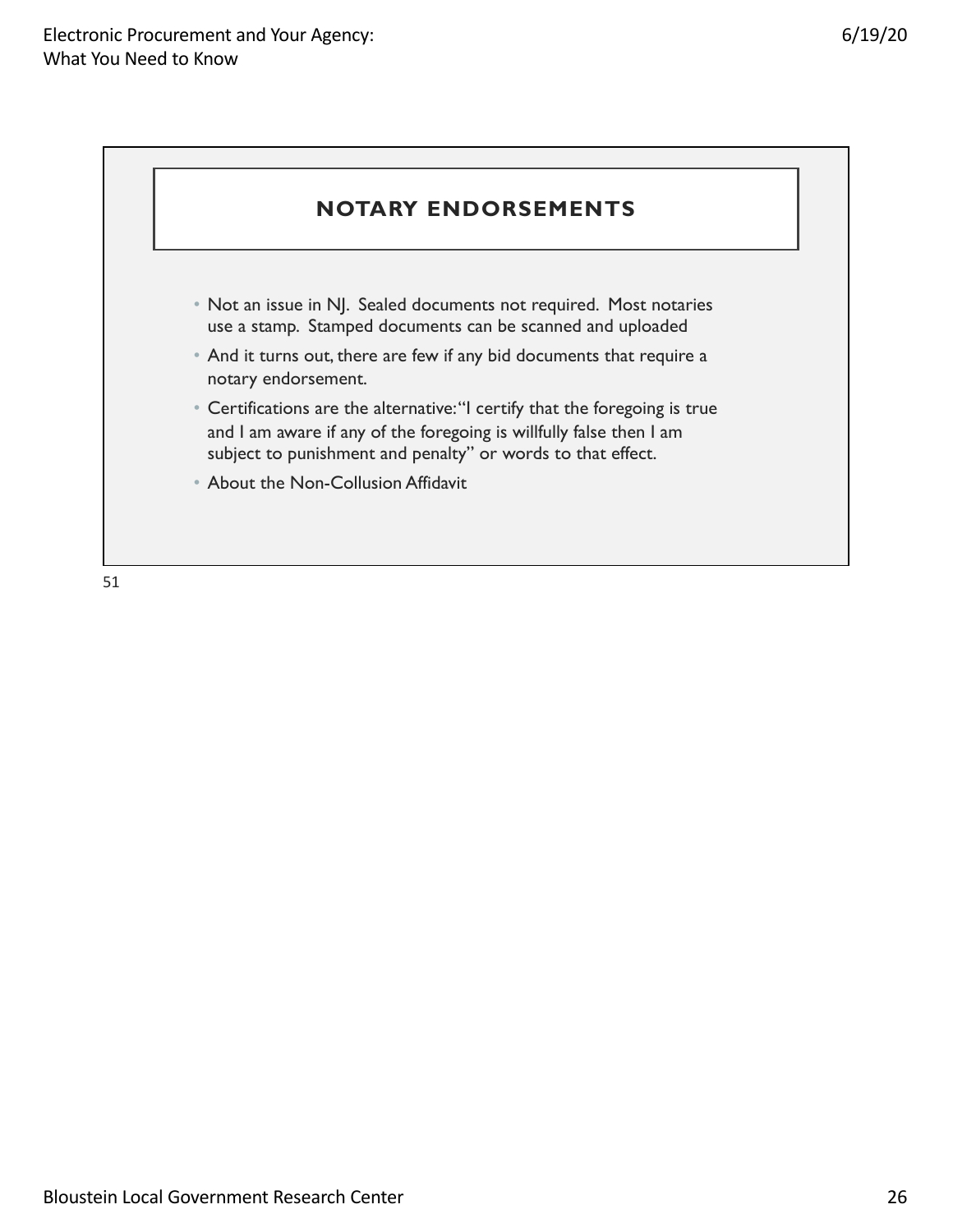## NOTARY ENDORSEMENTS

- Not an issue in NJ. Sealed documents not required. Most notaries use a stamp. Stamped documents can be scanned and uploaded
- And it turns out, there are few if any bid documents that require a notary endorsement.
- Certifications are the alternative: "I certify that the foregoing is true and I am aware if any of the foregoing is willfully false then I am subject to punishment and penalty" or words to that effect.
- About the Non-Collusion Affidavit

51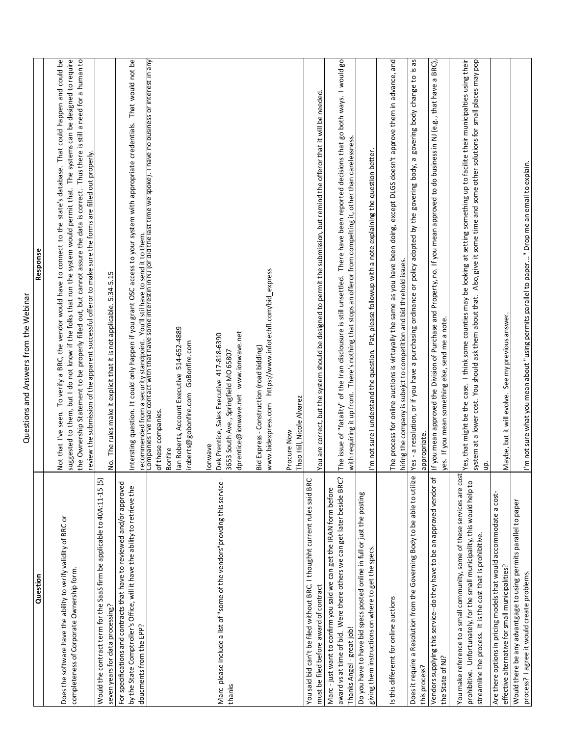# Questions and Answers from the Webinar

| Question | Response |
| --- | --- |
| Does the software have the ability to verify validity of BRC or completeness of Corporate Ownership form. | Not that I've seen. To verify a BRC, the vendor would have to connect to the state's database. That could happen and could be suggested to them, but I do not know if the folks that run the system would permit that. The systems can be designed to require the Ownership Statement to be properly filled out, but cannot assure the data is correct. Thus there is still a need for a human to review the submission of the apparent successful offeror to make sure the forms are filled out properly. |
| Would the contract term for the SaaS firm be applicable to 40A:11-15 (5) seven years for data processing? | No. The rules make it explicit that it is not applicable. 5:34-5.15 |
| For specifications and contracts that have to reviewed and/or approved by the State Comptroller's Office, will it have the ability to retrieve the doucments from the EPP? | Intersting question. It could only happen if you grant OSC access to your system with appropriate credentials. That would not be recommended from a security standpoint. You'll still have to send it to them. |
| Marc please include a list of "some of the vendors" provding this service - thanks | Companies I've had contract with that have some interestin in NJ (or did the last time we spoke). I have no business or interest in any of these companies.<br>Bonfire<br>Ian Roberts, Account Executive 514-652-4889<br>iroberts@gobonfire.com GoBonfire.com<br><br>Ionwave<br>Dek Prentice, Sales Executive 417-818-6390<br>3653 South Ave., Springfield MO 65807<br>dprentice@ionwave.net www.ionwave.net<br><br>Bid Express - Construction (road bidding)<br>www.bidexpress.com https://www.infotechfl.com/bid_express<br><br>Procure Now<br>Thao Hill, Nicole Alvarez |
| You said bid can't be filed without BRC. I thought current rules said BRC must be filed before award of contract | You are correct, but the system should be designed to permit the submission, but remind the offeror that it will be needed. |
| Marc - just want to confirm you said we can get the IRAN form before award vs at time of bid. Were there others we can get later beside BRC? Thanks Angel - great job! | The issue of "fatality" of the Iran disclousure is still unsettled. There have been reported decisions that go both ways. I would go with requiring it up front. There's nothing that stops an offeror from compelting it, other than carelessness. |
| Do you have to have bid specs posted online in full or just the posting giving them instructions on where to get the specs. | I'm not sure I understand the question. Pat, please followup with a note explaining the question better. |
| Is this different for online auctions | The process for online auctions is virtually the same as you have been doing, except DLGS doesn't approve them in advance, and hiring the company is subejct to competition and bid threhold issues. |
| Does it require a Resolution from the Governing Body to be able to utilize this process? | Yes - a resolution, or if you have a purchasing ordinance or policy adopted by the governing body, a governing body change to is as appropriate. |
| Vendors supplying this service--do they have to be an approved vendor of the State of NJ? | If you mean approved the Division of Purchase and Property, no. If you mean approved to do business in NJ (e.g., that have a BRC), yes. If you mean something else, send me a note. |
| You make reference to a small community, some of these services are cost prohibitive. Unfortunately, for the small municipality, this would help to streamline the process. It is the cost that is prohibitive. | Yes, that might be the case. I think some counties may be looking at setting something up to facilite their municipalties using their system at a lower cost. You should ask them about that. Also, give it some time and some other solutions for small places may pop up. |
| Are there options in pricing models that would accommodate a cost-effective alternative for small municipalities? | Maybe, but it will evolve. See my previous answer. |
| Would there be any advantgage to using permits parallel to paper process? I agree it would create problems. | I'm not sure what you mean about "using permits parallel to paper..." Drop me an email to explain. |